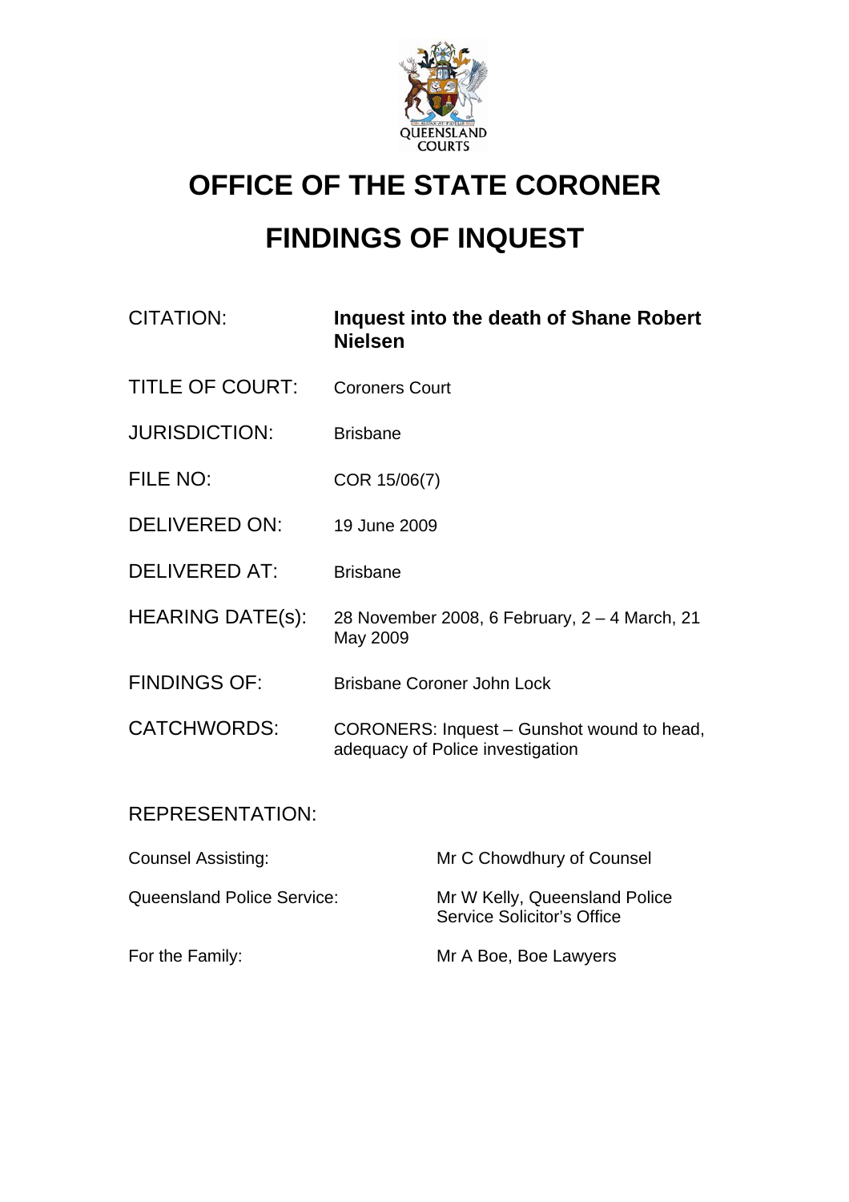QUEENSLAND COURTS

# OFFICE OF THE STATE CORONER

# FINDINGS OF INQUEST

| | |
|---|---|
| CITATION: | **Inquest into the death of Shane Robert Nielsen** |
| TITLE OF COURT: | Coroners Court |
| JURISDICTION: | Brisbane |
| FILE NO: | COR 15/06(7) |
| DELIVERED ON: | 19 June 2009 |
| DELIVERED AT: | Brisbane |
| HEARING DATE(s): | 28 November 2008, 6 February, 2 – 4 March, 21 May 2009 |
| FINDINGS OF: | Brisbane Coroner John Lock |
| CATCHWORDS: | CORONERS: Inquest – Gunshot wound to head, adequacy of Police investigation |

REPRESENTATION:

| | |
|---|---|
| Counsel Assisting: | Mr C Chowdhury of Counsel |
| Queensland Police Service: | Mr W Kelly, Queensland Police Service Solicitor's Office |
| For the Family: | Mr A Boe, Boe Lawyers |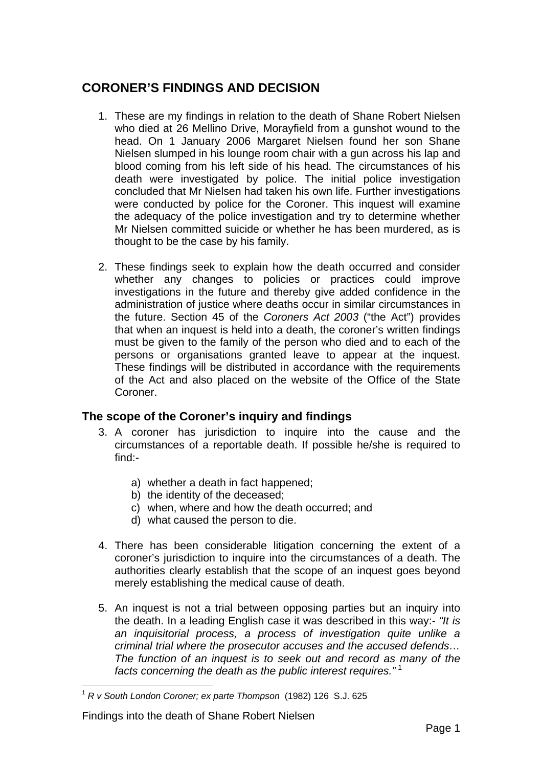# CORONER'S FINDINGS AND DECISION

1. These are my findings in relation to the death of Shane Robert Nielsen who died at 26 Mellino Drive, Morayfield from a gunshot wound to the head. On 1 January 2006 Margaret Nielsen found her son Shane Nielsen slumped in his lounge room chair with a gun across his lap and blood coming from his left side of his head. The circumstances of his death were investigated by police. The initial police investigation concluded that Mr Nielsen had taken his own life. Further investigations were conducted by police for the Coroner. This inquest will examine the adequacy of the police investigation and try to determine whether Mr Nielsen committed suicide or whether he has been murdered, as is thought to be the case by his family.

2. These findings seek to explain how the death occurred and consider whether any changes to policies or practices could improve investigations in the future and thereby give added confidence in the administration of justice where deaths occur in similar circumstances in the future. Section 45 of the *Coroners Act 2003* ("the Act") provides that when an inquest is held into a death, the coroner's written findings must be given to the family of the person who died and to each of the persons or organisations granted leave to appear at the inquest. These findings will be distributed in accordance with the requirements of the Act and also placed on the website of the Office of the State Coroner.

## The scope of the Coroner's inquiry and findings

3. A coroner has jurisdiction to inquire into the cause and the circumstances of a reportable death. If possible he/she is required to find:-

   a) whether a death in fact happened;
   b) the identity of the deceased;
   c) when, where and how the death occurred; and
   d) what caused the person to die.

4. There has been considerable litigation concerning the extent of a coroner's jurisdiction to inquire into the circumstances of a death. The authorities clearly establish that the scope of an inquest goes beyond merely establishing the medical cause of death.

5. An inquest is not a trial between opposing parties but an inquiry into the death. In a leading English case it was described in this way:- *"It is an inquisitorial process, a process of investigation quite unlike a criminal trial where the prosecutor accuses and the accused defends… The function of an inquest is to seek out and record as many of the facts concerning the death as the public interest requires."* [1]

[1] *R v South London Coroner; ex parte Thompson* (1982) 126 S.J. 625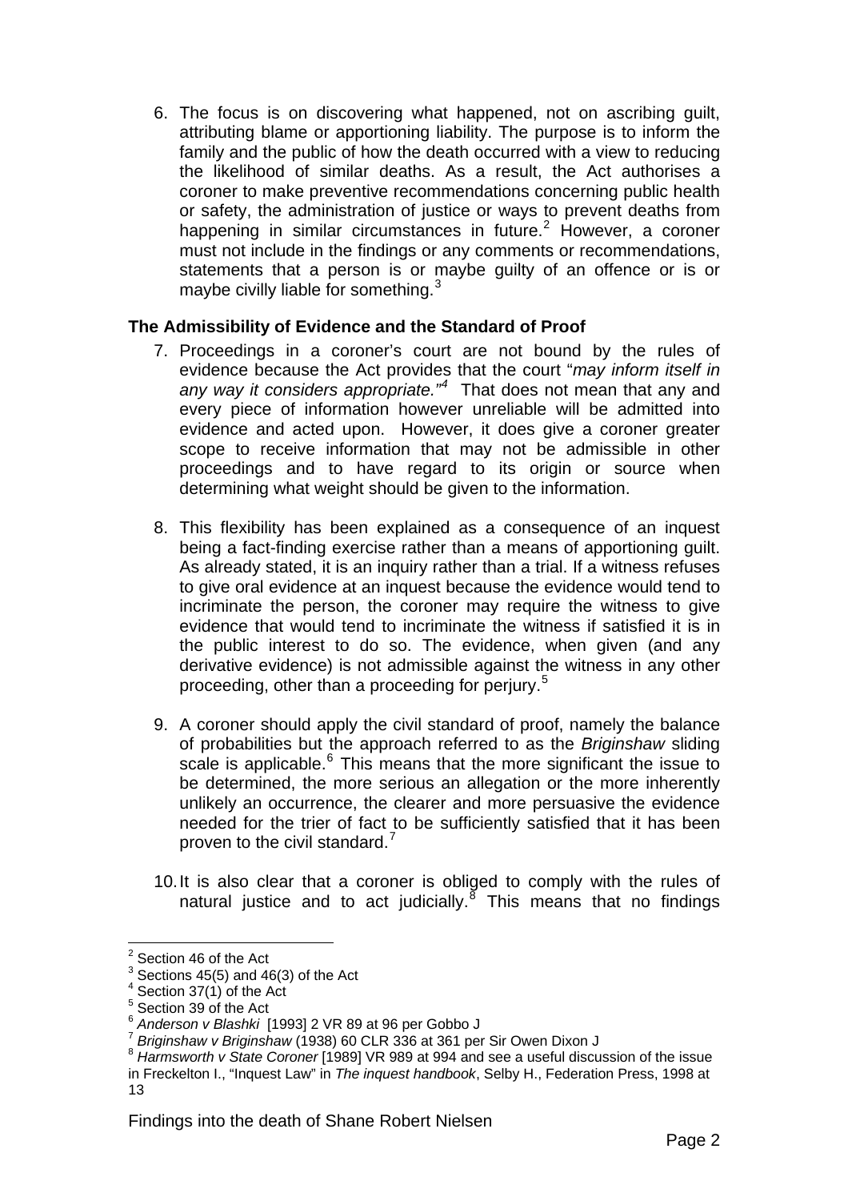6. The focus is on discovering what happened, not on ascribing guilt, attributing blame or apportioning liability. The purpose is to inform the family and the public of how the death occurred with a view to reducing the likelihood of similar deaths. As a result, the Act authorises a coroner to make preventive recommendations concerning public health or safety, the administration of justice or ways to prevent deaths from happening in similar circumstances in future.[2] However, a coroner must not include in the findings or any comments or recommendations, statements that a person is or maybe guilty of an offence or is or maybe civilly liable for something.[3]

**The Admissibility of Evidence and the Standard of Proof**

7. Proceedings in a coroner's court are not bound by the rules of evidence because the Act provides that the court "*may inform itself in any way it considers appropriate.*"[4] That does not mean that any and every piece of information however unreliable will be admitted into evidence and acted upon. However, it does give a coroner greater scope to receive information that may not be admissible in other proceedings and to have regard to its origin or source when determining what weight should be given to the information.

8. This flexibility has been explained as a consequence of an inquest being a fact-finding exercise rather than a means of apportioning guilt. As already stated, it is an inquiry rather than a trial. If a witness refuses to give oral evidence at an inquest because the evidence would tend to incriminate the person, the coroner may require the witness to give evidence that would tend to incriminate the witness if satisfied it is in the public interest to do so. The evidence, when given (and any derivative evidence) is not admissible against the witness in any other proceeding, other than a proceeding for perjury.[5]

9. A coroner should apply the civil standard of proof, namely the balance of probabilities but the approach referred to as the *Briginshaw* sliding scale is applicable.[6] This means that the more significant the issue to be determined, the more serious an allegation or the more inherently unlikely an occurrence, the clearer and more persuasive the evidence needed for the trier of fact to be sufficiently satisfied that it has been proven to the civil standard.[7]

10. It is also clear that a coroner is obliged to comply with the rules of natural justice and to act judicially.[8] This means that no findings

---

[2] Section 46 of the Act

[3] Sections 45(5) and 46(3) of the Act

[4] Section 37(1) of the Act

[5] Section 39 of the Act

[6] *Anderson v Blashki* [1993] 2 VR 89 at 96 per Gobbo J

[7] *Briginshaw v Briginshaw* (1938) 60 CLR 336 at 361 per Sir Owen Dixon J

[8] *Harmsworth v State Coroner* [1989] VR 989 at 994 and see a useful discussion of the issue in Freckelton I., "Inquest Law" in *The inquest handbook*, Selby H., Federation Press, 1998 at 13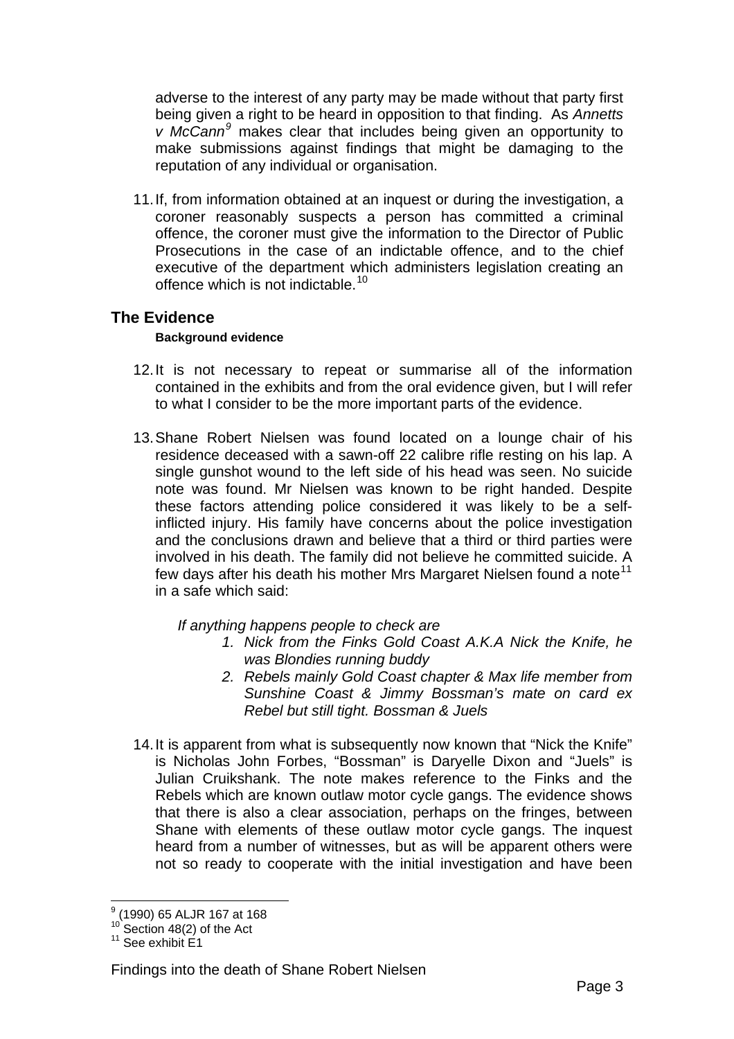adverse to the interest of any party may be made without that party first being given a right to be heard in opposition to that finding. As *Annetts v McCann*[9] makes clear that includes being given an opportunity to make submissions against findings that might be damaging to the reputation of any individual or organisation.

11. If, from information obtained at an inquest or during the investigation, a coroner reasonably suspects a person has committed a criminal offence, the coroner must give the information to the Director of Public Prosecutions in the case of an indictable offence, and to the chief executive of the department which administers legislation creating an offence which is not indictable.[10]

## The Evidence

#### Background evidence

12. It is not necessary to repeat or summarise all of the information contained in the exhibits and from the oral evidence given, but I will refer to what I consider to be the more important parts of the evidence.

13. Shane Robert Nielsen was found located on a lounge chair of his residence deceased with a sawn-off 22 calibre rifle resting on his lap. A single gunshot wound to the left side of his head was seen. No suicide note was found. Mr Nielsen was known to be right handed. Despite these factors attending police considered it was likely to be a self-inflicted injury. His family have concerns about the police investigation and the conclusions drawn and believe that a third or third parties were involved in his death. The family did not believe he committed suicide. A few days after his death his mother Mrs Margaret Nielsen found a note[11] in a safe which said:

   *If anything happens people to check are*

   1. *Nick from the Finks Gold Coast A.K.A Nick the Knife, he was Blondies running buddy*
   2. *Rebels mainly Gold Coast chapter & Max life member from Sunshine Coast & Jimmy Bossman's mate on card ex Rebel but still tight. Bossman & Juels*

14. It is apparent from what is subsequently now known that "Nick the Knife" is Nicholas John Forbes, "Bossman" is Daryelle Dixon and "Juels" is Julian Cruikshank. The note makes reference to the Finks and the Rebels which are known outlaw motor cycle gangs. The evidence shows that there is also a clear association, perhaps on the fringes, between Shane with elements of these outlaw motor cycle gangs. The inquest heard from a number of witnesses, but as will be apparent others were not so ready to cooperate with the initial investigation and have been

---

[9] (1990) 65 ALJR 167 at 168
[10] Section 48(2) of the Act
[11] See exhibit E1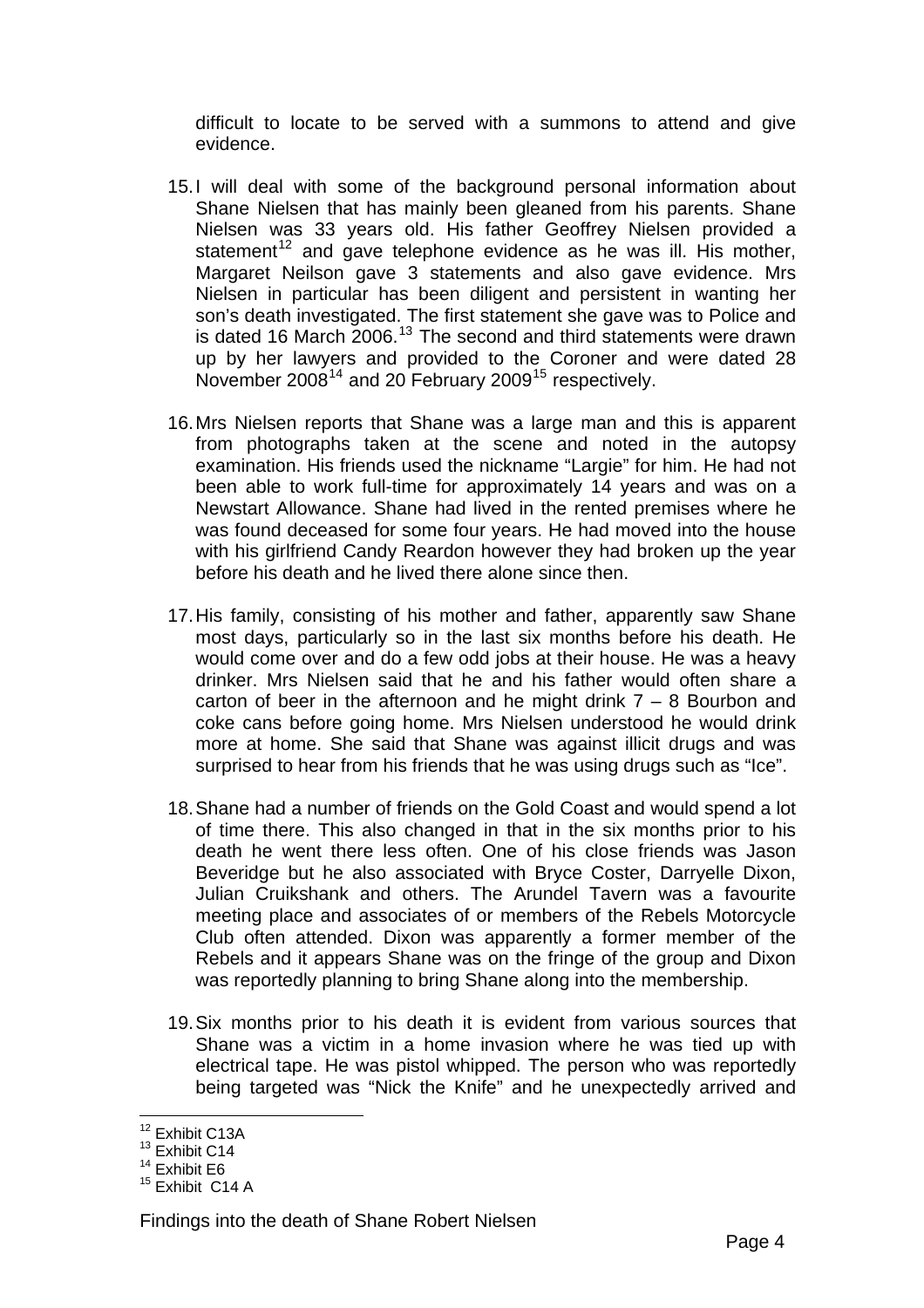difficult to locate to be served with a summons to attend and give evidence.

15. I will deal with some of the background personal information about Shane Nielsen that has mainly been gleaned from his parents. Shane Nielsen was 33 years old. His father Geoffrey Nielsen provided a statement[12] and gave telephone evidence as he was ill. His mother, Margaret Neilson gave 3 statements and also gave evidence. Mrs Nielsen in particular has been diligent and persistent in wanting her son's death investigated. The first statement she gave was to Police and is dated 16 March 2006.[13] The second and third statements were drawn up by her lawyers and provided to the Coroner and were dated 28 November 2008[14] and 20 February 2009[15] respectively.

16. Mrs Nielsen reports that Shane was a large man and this is apparent from photographs taken at the scene and noted in the autopsy examination. His friends used the nickname "Largie" for him. He had not been able to work full-time for approximately 14 years and was on a Newstart Allowance. Shane had lived in the rented premises where he was found deceased for some four years. He had moved into the house with his girlfriend Candy Reardon however they had broken up the year before his death and he lived there alone since then.

17. His family, consisting of his mother and father, apparently saw Shane most days, particularly so in the last six months before his death. He would come over and do a few odd jobs at their house. He was a heavy drinker. Mrs Nielsen said that he and his father would often share a carton of beer in the afternoon and he might drink 7 – 8 Bourbon and coke cans before going home. Mrs Nielsen understood he would drink more at home. She said that Shane was against illicit drugs and was surprised to hear from his friends that he was using drugs such as "Ice".

18. Shane had a number of friends on the Gold Coast and would spend a lot of time there. This also changed in that in the six months prior to his death he went there less often. One of his close friends was Jason Beveridge but he also associated with Bryce Coster, Darryelle Dixon, Julian Cruikshank and others. The Arundel Tavern was a favourite meeting place and associates of or members of the Rebels Motorcycle Club often attended. Dixon was apparently a former member of the Rebels and it appears Shane was on the fringe of the group and Dixon was reportedly planning to bring Shane along into the membership.

19. Six months prior to his death it is evident from various sources that Shane was a victim in a home invasion where he was tied up with electrical tape. He was pistol whipped. The person who was reportedly being targeted was "Nick the Knife" and he unexpectedly arrived and

---

[12] Exhibit C13A

[13] Exhibit C14

[14] Exhibit E6

[15] Exhibit C14 A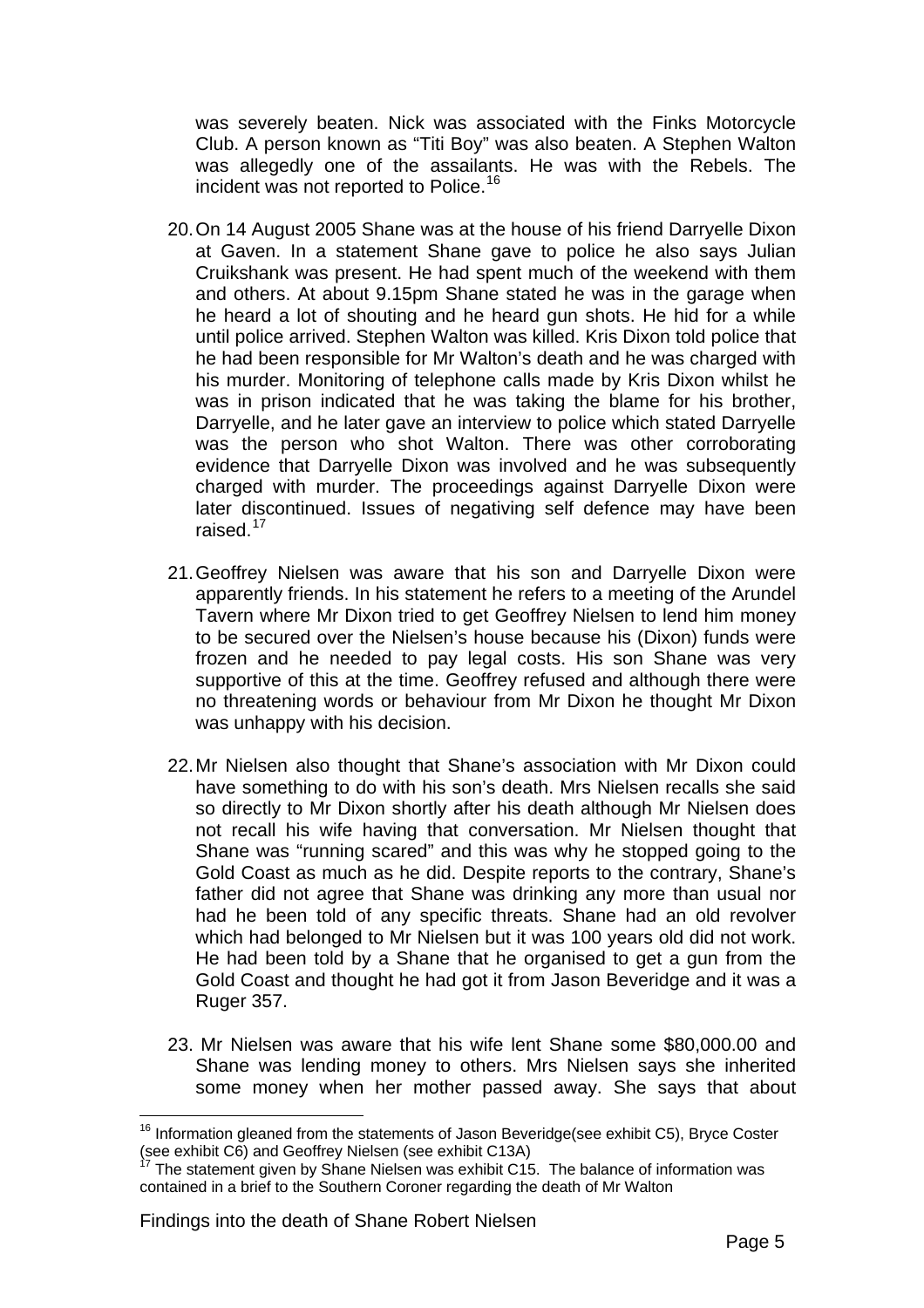was severely beaten. Nick was associated with the Finks Motorcycle Club. A person known as "Titi Boy" was also beaten. A Stephen Walton was allegedly one of the assailants. He was with the Rebels. The incident was not reported to Police.[16]

20. On 14 August 2005 Shane was at the house of his friend Darryelle Dixon at Gaven. In a statement Shane gave to police he also says Julian Cruikshank was present. He had spent much of the weekend with them and others. At about 9.15pm Shane stated he was in the garage when he heard a lot of shouting and he heard gun shots. He hid for a while until police arrived. Stephen Walton was killed. Kris Dixon told police that he had been responsible for Mr Walton's death and he was charged with his murder. Monitoring of telephone calls made by Kris Dixon whilst he was in prison indicated that he was taking the blame for his brother, Darryelle, and he later gave an interview to police which stated Darryelle was the person who shot Walton. There was other corroborating evidence that Darryelle Dixon was involved and he was subsequently charged with murder. The proceedings against Darryelle Dixon were later discontinued. Issues of negativing self defence may have been raised.[17]

21. Geoffrey Nielsen was aware that his son and Darryelle Dixon were apparently friends. In his statement he refers to a meeting of the Arundel Tavern where Mr Dixon tried to get Geoffrey Nielsen to lend him money to be secured over the Nielsen's house because his (Dixon) funds were frozen and he needed to pay legal costs. His son Shane was very supportive of this at the time. Geoffrey refused and although there were no threatening words or behaviour from Mr Dixon he thought Mr Dixon was unhappy with his decision.

22. Mr Nielsen also thought that Shane's association with Mr Dixon could have something to do with his son's death. Mrs Nielsen recalls she said so directly to Mr Dixon shortly after his death although Mr Nielsen does not recall his wife having that conversation. Mr Nielsen thought that Shane was "running scared" and this was why he stopped going to the Gold Coast as much as he did. Despite reports to the contrary, Shane's father did not agree that Shane was drinking any more than usual nor had he been told of any specific threats. Shane had an old revolver which had belonged to Mr Nielsen but it was 100 years old did not work. He had been told by a Shane that he organised to get a gun from the Gold Coast and thought he had got it from Jason Beveridge and it was a Ruger 357.

23. Mr Nielsen was aware that his wife lent Shane some $80,000.00 and Shane was lending money to others. Mrs Nielsen says she inherited some money when her mother passed away. She says that about

---

[16] Information gleaned from the statements of Jason Beveridge(see exhibit C5), Bryce Coster (see exhibit C6) and Geoffrey Nielsen (see exhibit C13A)

[17] The statement given by Shane Nielsen was exhibit C15. The balance of information was contained in a brief to the Southern Coroner regarding the death of Mr Walton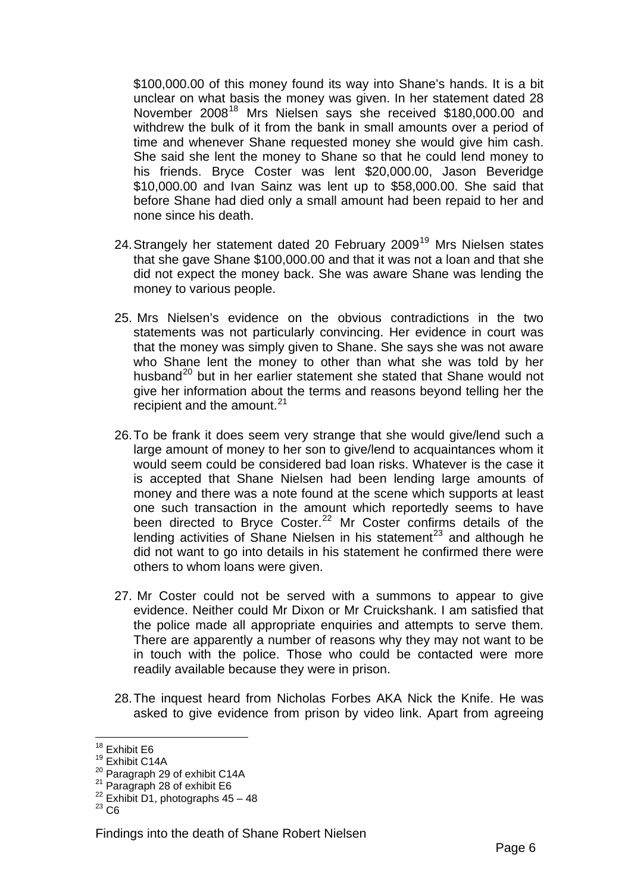$100,000.00 of this money found its way into Shane's hands. It is a bit unclear on what basis the money was given. In her statement dated 28 November 2008[18] Mrs Nielsen says she received $180,000.00 and withdrew the bulk of it from the bank in small amounts over a period of time and whenever Shane requested money she would give him cash. She said she lent the money to Shane so that he could lend money to his friends. Bryce Coster was lent $20,000.00, Jason Beveridge $10,000.00 and Ivan Sainz was lent up to $58,000.00. She said that before Shane had died only a small amount had been repaid to her and none since his death.

24. Strangely her statement dated 20 February 2009[19] Mrs Nielsen states that she gave Shane $100,000.00 and that it was not a loan and that she did not expect the money back. She was aware Shane was lending the money to various people.

25. Mrs Nielsen's evidence on the obvious contradictions in the two statements was not particularly convincing. Her evidence in court was that the money was simply given to Shane. She says she was not aware who Shane lent the money to other than what she was told by her husband[20] but in her earlier statement she stated that Shane would not give her information about the terms and reasons beyond telling her the recipient and the amount.[21]

26. To be frank it does seem very strange that she would give/lend such a large amount of money to her son to give/lend to acquaintances whom it would seem could be considered bad loan risks. Whatever is the case it is accepted that Shane Nielsen had been lending large amounts of money and there was a note found at the scene which supports at least one such transaction in the amount which reportedly seems to have been directed to Bryce Coster.[22] Mr Coster confirms details of the lending activities of Shane Nielsen in his statement[23] and although he did not want to go into details in his statement he confirmed there were others to whom loans were given.

27. Mr Coster could not be served with a summons to appear to give evidence. Neither could Mr Dixon or Mr Cruickshank. I am satisfied that the police made all appropriate enquiries and attempts to serve them. There are apparently a number of reasons why they may not want to be in touch with the police. Those who could be contacted were more readily available because they were in prison.

28. The inquest heard from Nicholas Forbes AKA Nick the Knife. He was asked to give evidence from prison by video link. Apart from agreeing

---

[18] Exhibit E6
[19] Exhibit C14A
[20] Paragraph 29 of exhibit C14A
[21] Paragraph 28 of exhibit E6
[22] Exhibit D1, photographs 45 – 48
[23] C6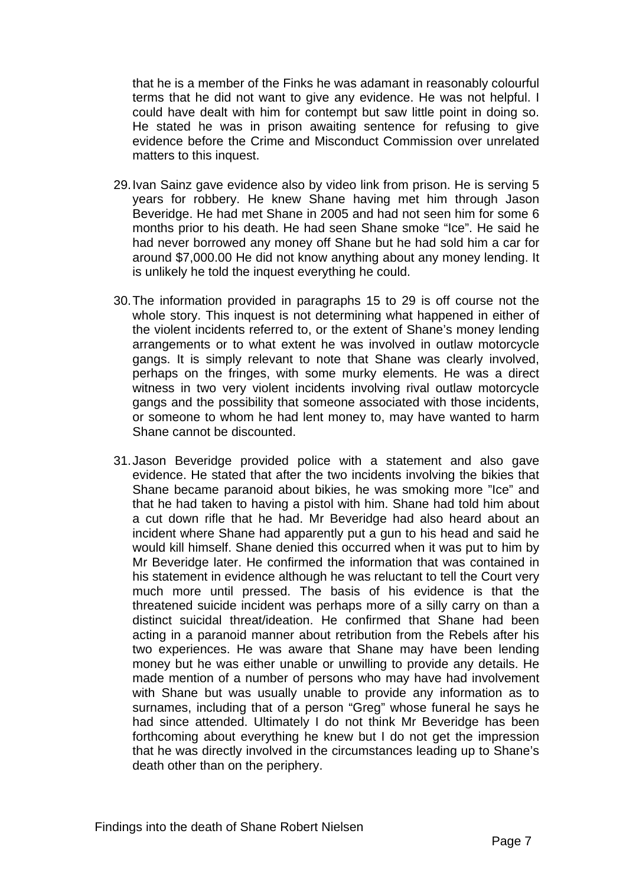that he is a member of the Finks he was adamant in reasonably colourful terms that he did not want to give any evidence. He was not helpful. I could have dealt with him for contempt but saw little point in doing so. He stated he was in prison awaiting sentence for refusing to give evidence before the Crime and Misconduct Commission over unrelated matters to this inquest.

29. Ivan Sainz gave evidence also by video link from prison. He is serving 5 years for robbery. He knew Shane having met him through Jason Beveridge. He had met Shane in 2005 and had not seen him for some 6 months prior to his death. He had seen Shane smoke "Ice". He said he had never borrowed any money off Shane but he had sold him a car for around $7,000.00 He did not know anything about any money lending. It is unlikely he told the inquest everything he could.

30. The information provided in paragraphs 15 to 29 is off course not the whole story. This inquest is not determining what happened in either of the violent incidents referred to, or the extent of Shane's money lending arrangements or to what extent he was involved in outlaw motorcycle gangs. It is simply relevant to note that Shane was clearly involved, perhaps on the fringes, with some murky elements. He was a direct witness in two very violent incidents involving rival outlaw motorcycle gangs and the possibility that someone associated with those incidents, or someone to whom he had lent money to, may have wanted to harm Shane cannot be discounted.

31. Jason Beveridge provided police with a statement and also gave evidence. He stated that after the two incidents involving the bikies that Shane became paranoid about bikies, he was smoking more "Ice" and that he had taken to having a pistol with him. Shane had told him about a cut down rifle that he had. Mr Beveridge had also heard about an incident where Shane had apparently put a gun to his head and said he would kill himself. Shane denied this occurred when it was put to him by Mr Beveridge later. He confirmed the information that was contained in his statement in evidence although he was reluctant to tell the Court very much more until pressed. The basis of his evidence is that the threatened suicide incident was perhaps more of a silly carry on than a distinct suicidal threat/ideation. He confirmed that Shane had been acting in a paranoid manner about retribution from the Rebels after his two experiences. He was aware that Shane may have been lending money but he was either unable or unwilling to provide any details. He made mention of a number of persons who may have had involvement with Shane but was usually unable to provide any information as to surnames, including that of a person "Greg" whose funeral he says he had since attended. Ultimately I do not think Mr Beveridge has been forthcoming about everything he knew but I do not get the impression that he was directly involved in the circumstances leading up to Shane's death other than on the periphery.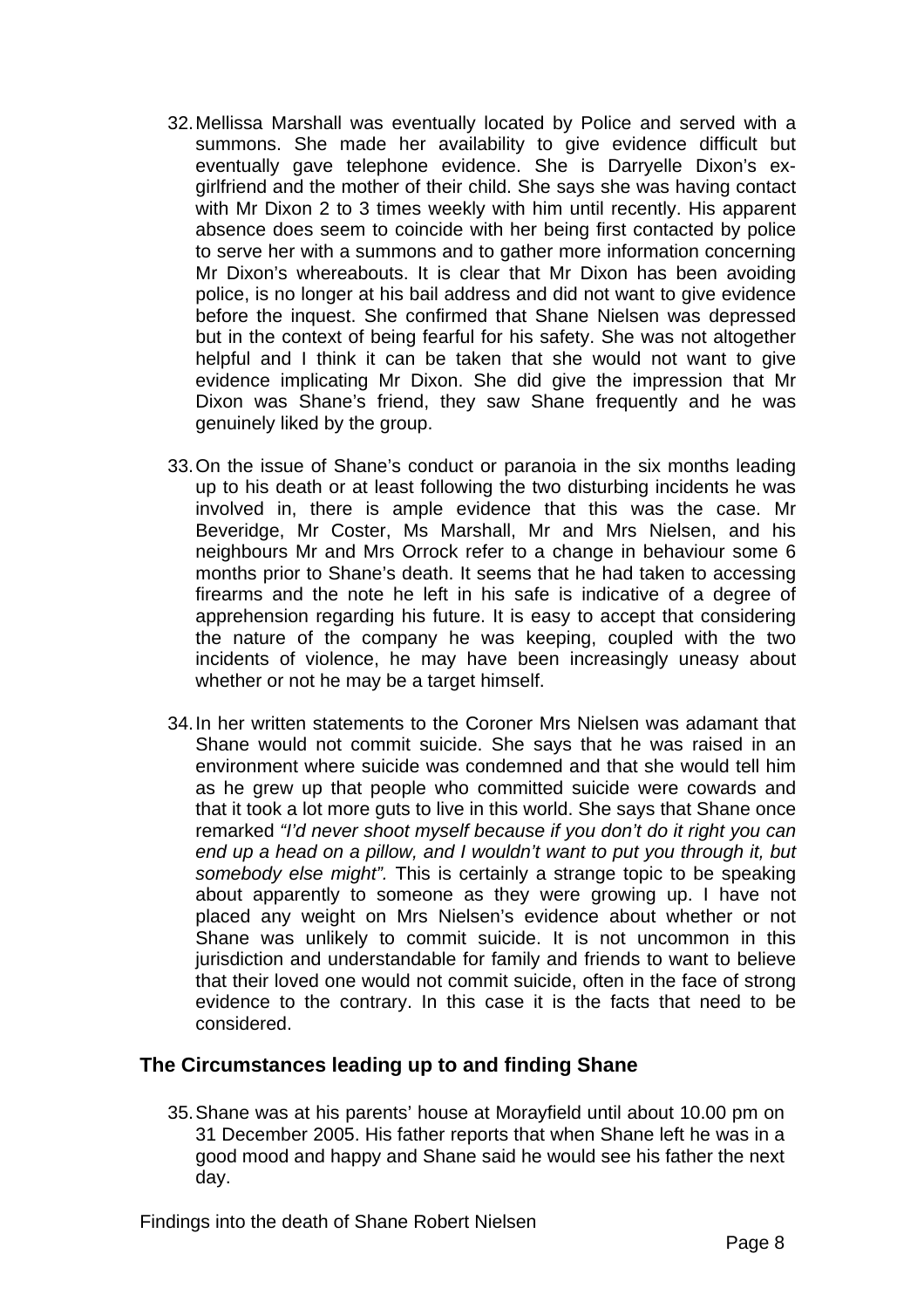32. Mellissa Marshall was eventually located by Police and served with a summons. She made her availability to give evidence difficult but eventually gave telephone evidence. She is Darryelle Dixon's ex-girlfriend and the mother of their child. She says she was having contact with Mr Dixon 2 to 3 times weekly with him until recently. His apparent absence does seem to coincide with her being first contacted by police to serve her with a summons and to gather more information concerning Mr Dixon's whereabouts. It is clear that Mr Dixon has been avoiding police, is no longer at his bail address and did not want to give evidence before the inquest. She confirmed that Shane Nielsen was depressed but in the context of being fearful for his safety. She was not altogether helpful and I think it can be taken that she would not want to give evidence implicating Mr Dixon. She did give the impression that Mr Dixon was Shane's friend, they saw Shane frequently and he was genuinely liked by the group.

33. On the issue of Shane's conduct or paranoia in the six months leading up to his death or at least following the two disturbing incidents he was involved in, there is ample evidence that this was the case. Mr Beveridge, Mr Coster, Ms Marshall, Mr and Mrs Nielsen, and his neighbours Mr and Mrs Orrock refer to a change in behaviour some 6 months prior to Shane's death. It seems that he had taken to accessing firearms and the note he left in his safe is indicative of a degree of apprehension regarding his future. It is easy to accept that considering the nature of the company he was keeping, coupled with the two incidents of violence, he may have been increasingly uneasy about whether or not he may be a target himself.

34. In her written statements to the Coroner Mrs Nielsen was adamant that Shane would not commit suicide. She says that he was raised in an environment where suicide was condemned and that she would tell him as he grew up that people who committed suicide were cowards and that it took a lot more guts to live in this world. She says that Shane once remarked *"I'd never shoot myself because if you don't do it right you can end up a head on a pillow, and I wouldn't want to put you through it, but somebody else might".* This is certainly a strange topic to be speaking about apparently to someone as they were growing up. I have not placed any weight on Mrs Nielsen's evidence about whether or not Shane was unlikely to commit suicide. It is not uncommon in this jurisdiction and understandable for family and friends to want to believe that their loved one would not commit suicide, often in the face of strong evidence to the contrary. In this case it is the facts that need to be considered.

## The Circumstances leading up to and finding Shane

35. Shane was at his parents' house at Morayfield until about 10.00 pm on 31 December 2005. His father reports that when Shane left he was in a good mood and happy and Shane said he would see his father the next day.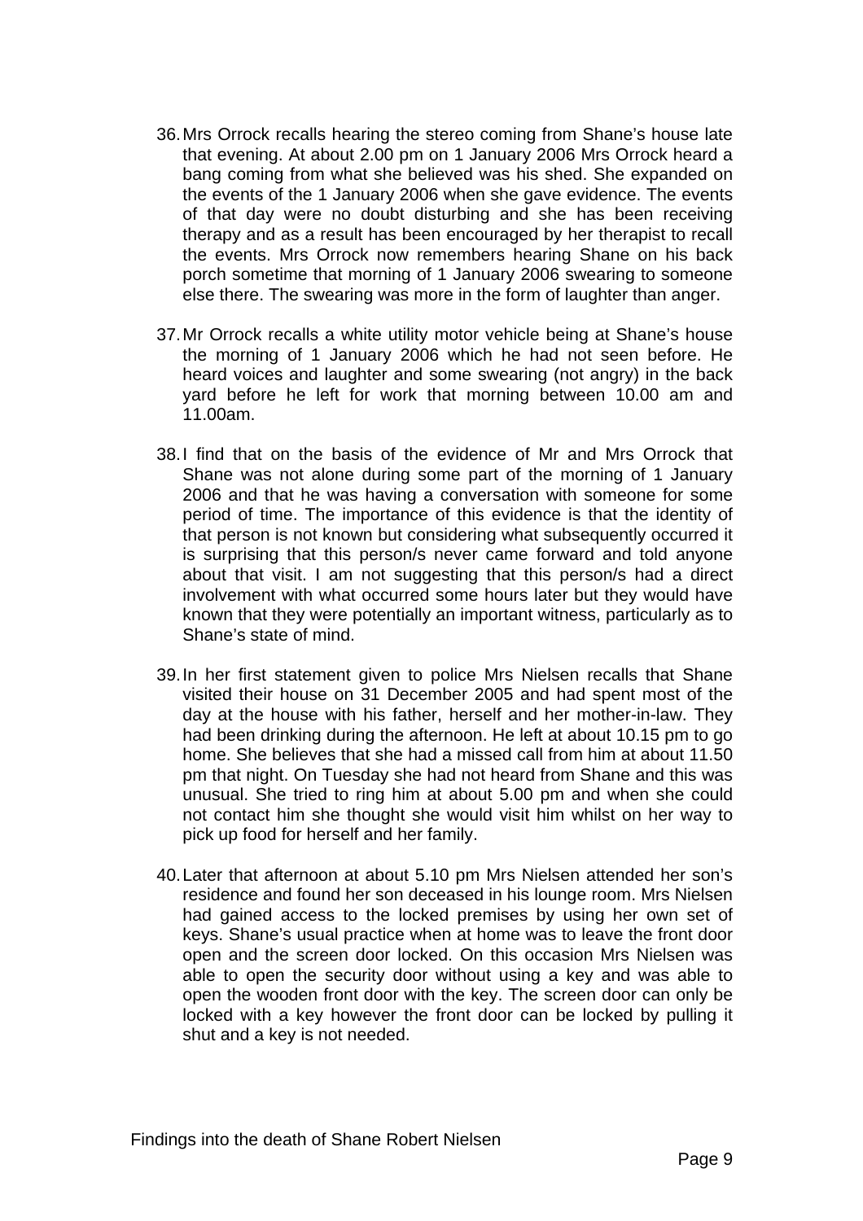36. Mrs Orrock recalls hearing the stereo coming from Shane's house late that evening. At about 2.00 pm on 1 January 2006 Mrs Orrock heard a bang coming from what she believed was his shed. She expanded on the events of the 1 January 2006 when she gave evidence. The events of that day were no doubt disturbing and she has been receiving therapy and as a result has been encouraged by her therapist to recall the events. Mrs Orrock now remembers hearing Shane on his back porch sometime that morning of 1 January 2006 swearing to someone else there. The swearing was more in the form of laughter than anger.

37. Mr Orrock recalls a white utility motor vehicle being at Shane's house the morning of 1 January 2006 which he had not seen before. He heard voices and laughter and some swearing (not angry) in the back yard before he left for work that morning between 10.00 am and 11.00am.

38. I find that on the basis of the evidence of Mr and Mrs Orrock that Shane was not alone during some part of the morning of 1 January 2006 and that he was having a conversation with someone for some period of time. The importance of this evidence is that the identity of that person is not known but considering what subsequently occurred it is surprising that this person/s never came forward and told anyone about that visit. I am not suggesting that this person/s had a direct involvement with what occurred some hours later but they would have known that they were potentially an important witness, particularly as to Shane's state of mind.

39. In her first statement given to police Mrs Nielsen recalls that Shane visited their house on 31 December 2005 and had spent most of the day at the house with his father, herself and her mother-in-law. They had been drinking during the afternoon. He left at about 10.15 pm to go home. She believes that she had a missed call from him at about 11.50 pm that night. On Tuesday she had not heard from Shane and this was unusual. She tried to ring him at about 5.00 pm and when she could not contact him she thought she would visit him whilst on her way to pick up food for herself and her family.

40. Later that afternoon at about 5.10 pm Mrs Nielsen attended her son's residence and found her son deceased in his lounge room. Mrs Nielsen had gained access to the locked premises by using her own set of keys. Shane's usual practice when at home was to leave the front door open and the screen door locked. On this occasion Mrs Nielsen was able to open the security door without using a key and was able to open the wooden front door with the key. The screen door can only be locked with a key however the front door can be locked by pulling it shut and a key is not needed.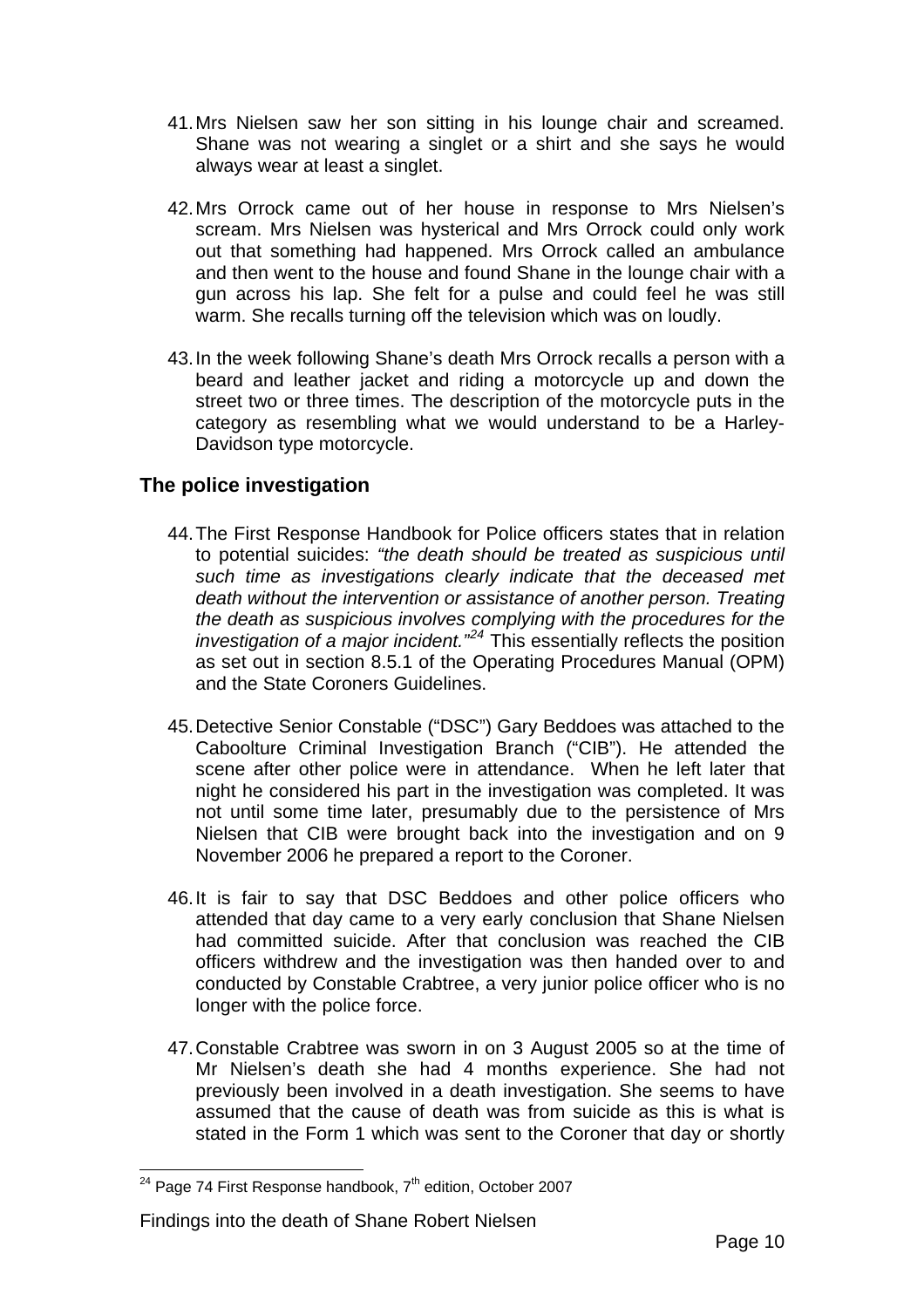41. Mrs Nielsen saw her son sitting in his lounge chair and screamed. Shane was not wearing a singlet or a shirt and she says he would always wear at least a singlet.

42. Mrs Orrock came out of her house in response to Mrs Nielsen's scream. Mrs Nielsen was hysterical and Mrs Orrock could only work out that something had happened. Mrs Orrock called an ambulance and then went to the house and found Shane in the lounge chair with a gun across his lap. She felt for a pulse and could feel he was still warm. She recalls turning off the television which was on loudly.

43. In the week following Shane's death Mrs Orrock recalls a person with a beard and leather jacket and riding a motorcycle up and down the street two or three times. The description of the motorcycle puts in the category as resembling what we would understand to be a Harley-Davidson type motorcycle.

## The police investigation

44. The First Response Handbook for Police officers states that in relation to potential suicides: *"the death should be treated as suspicious until such time as investigations clearly indicate that the deceased met death without the intervention or assistance of another person. Treating the death as suspicious involves complying with the procedures for the investigation of a major incident."*[24] This essentially reflects the position as set out in section 8.5.1 of the Operating Procedures Manual (OPM) and the State Coroners Guidelines.

45. Detective Senior Constable ("DSC") Gary Beddoes was attached to the Caboolture Criminal Investigation Branch ("CIB"). He attended the scene after other police were in attendance. When he left later that night he considered his part in the investigation was completed. It was not until some time later, presumably due to the persistence of Mrs Nielsen that CIB were brought back into the investigation and on 9 November 2006 he prepared a report to the Coroner.

46. It is fair to say that DSC Beddoes and other police officers who attended that day came to a very early conclusion that Shane Nielsen had committed suicide. After that conclusion was reached the CIB officers withdrew and the investigation was then handed over to and conducted by Constable Crabtree, a very junior police officer who is no longer with the police force.

47. Constable Crabtree was sworn in on 3 August 2005 so at the time of Mr Nielsen's death she had 4 months experience. She had not previously been involved in a death investigation. She seems to have assumed that the cause of death was from suicide as this is what is stated in the Form 1 which was sent to the Coroner that day or shortly

[24] Page 74 First Response handbook, 7th edition, October 2007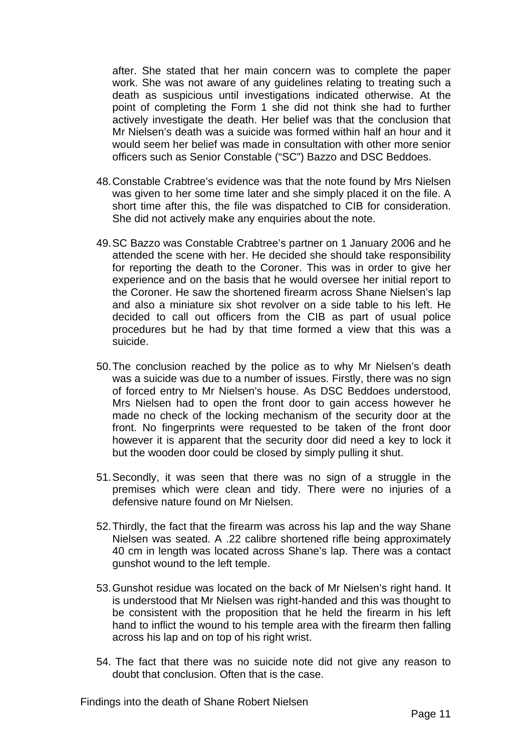after. She stated that her main concern was to complete the paper work. She was not aware of any guidelines relating to treating such a death as suspicious until investigations indicated otherwise. At the point of completing the Form 1 she did not think she had to further actively investigate the death. Her belief was that the conclusion that Mr Nielsen's death was a suicide was formed within half an hour and it would seem her belief was made in consultation with other more senior officers such as Senior Constable ("SC") Bazzo and DSC Beddoes.

48. Constable Crabtree's evidence was that the note found by Mrs Nielsen was given to her some time later and she simply placed it on the file. A short time after this, the file was dispatched to CIB for consideration. She did not actively make any enquiries about the note.

49. SC Bazzo was Constable Crabtree's partner on 1 January 2006 and he attended the scene with her. He decided she should take responsibility for reporting the death to the Coroner. This was in order to give her experience and on the basis that he would oversee her initial report to the Coroner. He saw the shortened firearm across Shane Nielsen's lap and also a miniature six shot revolver on a side table to his left. He decided to call out officers from the CIB as part of usual police procedures but he had by that time formed a view that this was a suicide.

50. The conclusion reached by the police as to why Mr Nielsen's death was a suicide was due to a number of issues. Firstly, there was no sign of forced entry to Mr Nielsen's house. As DSC Beddoes understood, Mrs Nielsen had to open the front door to gain access however he made no check of the locking mechanism of the security door at the front. No fingerprints were requested to be taken of the front door however it is apparent that the security door did need a key to lock it but the wooden door could be closed by simply pulling it shut.

51. Secondly, it was seen that there was no sign of a struggle in the premises which were clean and tidy. There were no injuries of a defensive nature found on Mr Nielsen.

52. Thirdly, the fact that the firearm was across his lap and the way Shane Nielsen was seated. A .22 calibre shortened rifle being approximately 40 cm in length was located across Shane's lap. There was a contact gunshot wound to the left temple.

53. Gunshot residue was located on the back of Mr Nielsen's right hand. It is understood that Mr Nielsen was right-handed and this was thought to be consistent with the proposition that he held the firearm in his left hand to inflict the wound to his temple area with the firearm then falling across his lap and on top of his right wrist.

54. The fact that there was no suicide note did not give any reason to doubt that conclusion. Often that is the case.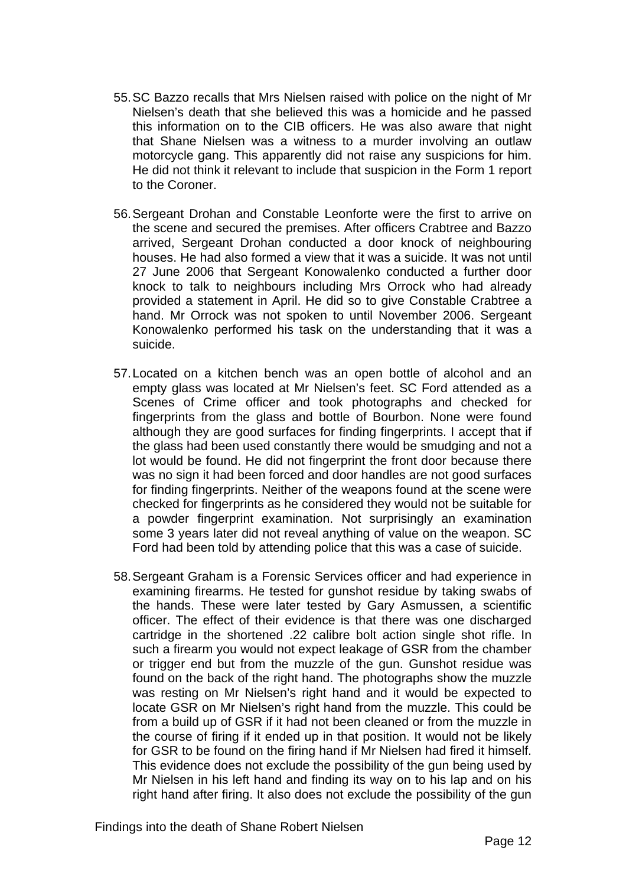55. SC Bazzo recalls that Mrs Nielsen raised with police on the night of Mr Nielsen's death that she believed this was a homicide and he passed this information on to the CIB officers. He was also aware that night that Shane Nielsen was a witness to a murder involving an outlaw motorcycle gang. This apparently did not raise any suspicions for him. He did not think it relevant to include that suspicion in the Form 1 report to the Coroner.

56. Sergeant Drohan and Constable Leonforte were the first to arrive on the scene and secured the premises. After officers Crabtree and Bazzo arrived, Sergeant Drohan conducted a door knock of neighbouring houses. He had also formed a view that it was a suicide. It was not until 27 June 2006 that Sergeant Konowalenko conducted a further door knock to talk to neighbours including Mrs Orrock who had already provided a statement in April. He did so to give Constable Crabtree a hand. Mr Orrock was not spoken to until November 2006. Sergeant Konowalenko performed his task on the understanding that it was a suicide.

57. Located on a kitchen bench was an open bottle of alcohol and an empty glass was located at Mr Nielsen's feet. SC Ford attended as a Scenes of Crime officer and took photographs and checked for fingerprints from the glass and bottle of Bourbon. None were found although they are good surfaces for finding fingerprints. I accept that if the glass had been used constantly there would be smudging and not a lot would be found. He did not fingerprint the front door because there was no sign it had been forced and door handles are not good surfaces for finding fingerprints. Neither of the weapons found at the scene were checked for fingerprints as he considered they would not be suitable for a powder fingerprint examination. Not surprisingly an examination some 3 years later did not reveal anything of value on the weapon. SC Ford had been told by attending police that this was a case of suicide.

58. Sergeant Graham is a Forensic Services officer and had experience in examining firearms. He tested for gunshot residue by taking swabs of the hands. These were later tested by Gary Asmussen, a scientific officer. The effect of their evidence is that there was one discharged cartridge in the shortened .22 calibre bolt action single shot rifle. In such a firearm you would not expect leakage of GSR from the chamber or trigger end but from the muzzle of the gun. Gunshot residue was found on the back of the right hand. The photographs show the muzzle was resting on Mr Nielsen's right hand and it would be expected to locate GSR on Mr Nielsen's right hand from the muzzle. This could be from a build up of GSR if it had not been cleaned or from the muzzle in the course of firing if it ended up in that position. It would not be likely for GSR to be found on the firing hand if Mr Nielsen had fired it himself. This evidence does not exclude the possibility of the gun being used by Mr Nielsen in his left hand and finding its way on to his lap and on his right hand after firing. It also does not exclude the possibility of the gun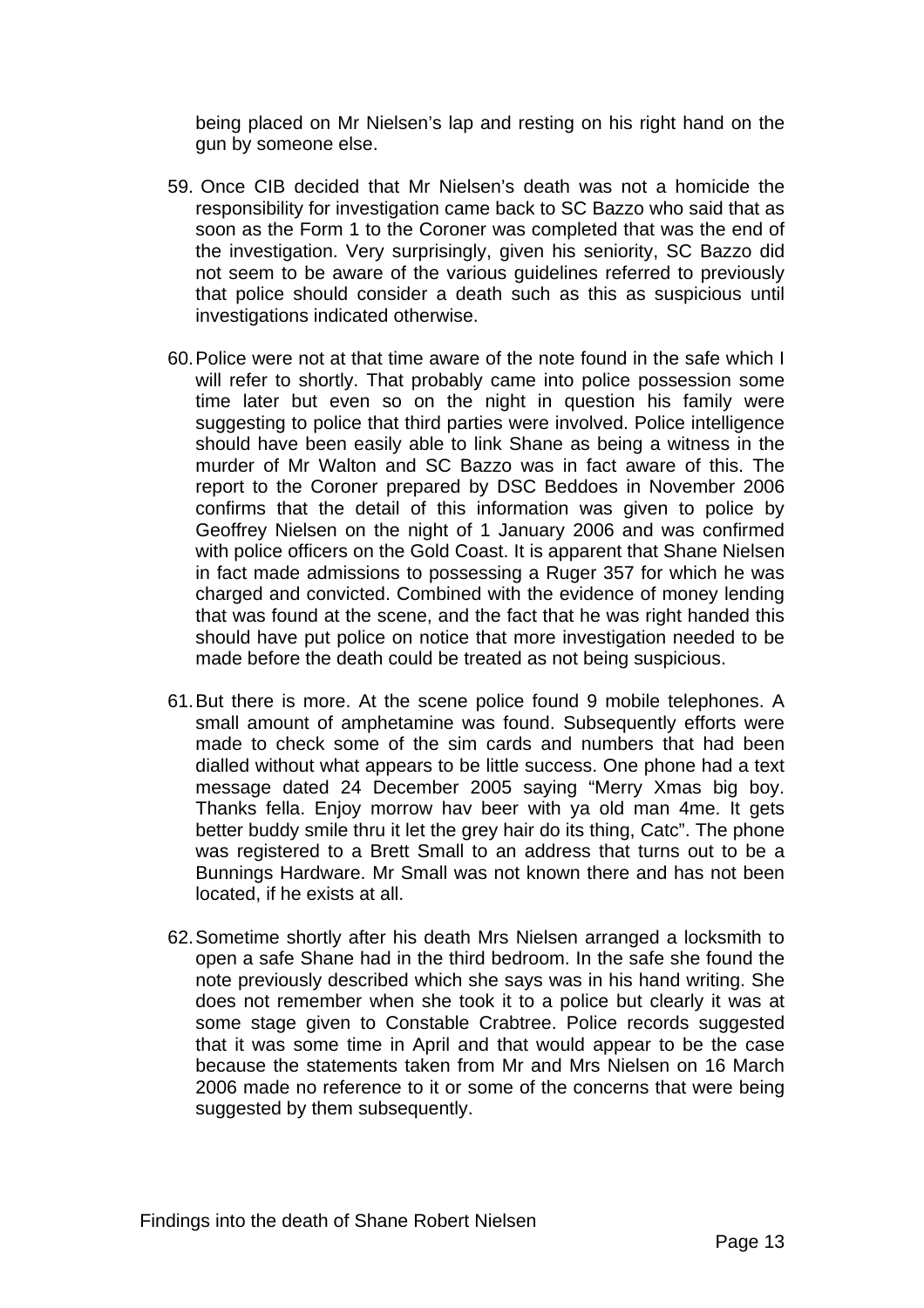being placed on Mr Nielsen's lap and resting on his right hand on the gun by someone else.

59. Once CIB decided that Mr Nielsen's death was not a homicide the responsibility for investigation came back to SC Bazzo who said that as soon as the Form 1 to the Coroner was completed that was the end of the investigation. Very surprisingly, given his seniority, SC Bazzo did not seem to be aware of the various guidelines referred to previously that police should consider a death such as this as suspicious until investigations indicated otherwise.

60. Police were not at that time aware of the note found in the safe which I will refer to shortly. That probably came into police possession some time later but even so on the night in question his family were suggesting to police that third parties were involved. Police intelligence should have been easily able to link Shane as being a witness in the murder of Mr Walton and SC Bazzo was in fact aware of this. The report to the Coroner prepared by DSC Beddoes in November 2006 confirms that the detail of this information was given to police by Geoffrey Nielsen on the night of 1 January 2006 and was confirmed with police officers on the Gold Coast. It is apparent that Shane Nielsen in fact made admissions to possessing a Ruger 357 for which he was charged and convicted. Combined with the evidence of money lending that was found at the scene, and the fact that he was right handed this should have put police on notice that more investigation needed to be made before the death could be treated as not being suspicious.

61. But there is more. At the scene police found 9 mobile telephones. A small amount of amphetamine was found. Subsequently efforts were made to check some of the sim cards and numbers that had been dialled without what appears to be little success. One phone had a text message dated 24 December 2005 saying "Merry Xmas big boy. Thanks fella. Enjoy morrow hav beer with ya old man 4me. It gets better buddy smile thru it let the grey hair do its thing, Catc". The phone was registered to a Brett Small to an address that turns out to be a Bunnings Hardware. Mr Small was not known there and has not been located, if he exists at all.

62. Sometime shortly after his death Mrs Nielsen arranged a locksmith to open a safe Shane had in the third bedroom. In the safe she found the note previously described which she says was in his hand writing. She does not remember when she took it to a police but clearly it was at some stage given to Constable Crabtree. Police records suggested that it was some time in April and that would appear to be the case because the statements taken from Mr and Mrs Nielsen on 16 March 2006 made no reference to it or some of the concerns that were being suggested by them subsequently.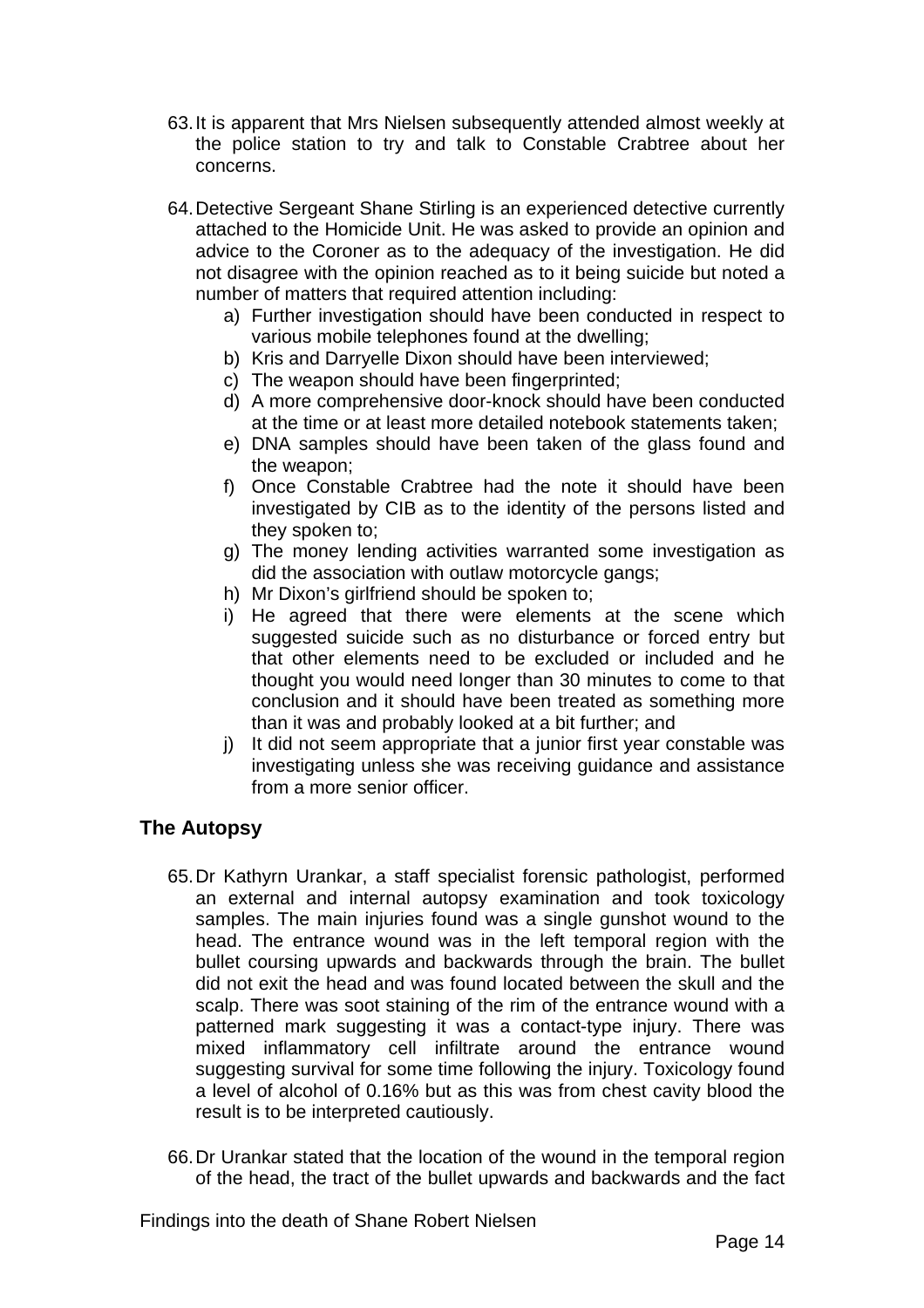63. It is apparent that Mrs Nielsen subsequently attended almost weekly at the police station to try and talk to Constable Crabtree about her concerns.

64. Detective Sergeant Shane Stirling is an experienced detective currently attached to the Homicide Unit. He was asked to provide an opinion and advice to the Coroner as to the adequacy of the investigation. He did not disagree with the opinion reached as to it being suicide but noted a number of matters that required attention including:
    a) Further investigation should have been conducted in respect to various mobile telephones found at the dwelling;
    b) Kris and Darryelle Dixon should have been interviewed;
    c) The weapon should have been fingerprinted;
    d) A more comprehensive door-knock should have been conducted at the time or at least more detailed notebook statements taken;
    e) DNA samples should have been taken of the glass found and the weapon;
    f) Once Constable Crabtree had the note it should have been investigated by CIB as to the identity of the persons listed and they spoken to;
    g) The money lending activities warranted some investigation as did the association with outlaw motorcycle gangs;
    h) Mr Dixon's girlfriend should be spoken to;
    i) He agreed that there were elements at the scene which suggested suicide such as no disturbance or forced entry but that other elements need to be excluded or included and he thought you would need longer than 30 minutes to come to that conclusion and it should have been treated as something more than it was and probably looked at a bit further; and
    j) It did not seem appropriate that a junior first year constable was investigating unless she was receiving guidance and assistance from a more senior officer.

## The Autopsy

65. Dr Kathyrn Urankar, a staff specialist forensic pathologist, performed an external and internal autopsy examination and took toxicology samples. The main injuries found was a single gunshot wound to the head. The entrance wound was in the left temporal region with the bullet coursing upwards and backwards through the brain. The bullet did not exit the head and was found located between the skull and the scalp. There was soot staining of the rim of the entrance wound with a patterned mark suggesting it was a contact-type injury. There was mixed inflammatory cell infiltrate around the entrance wound suggesting survival for some time following the injury. Toxicology found a level of alcohol of 0.16% but as this was from chest cavity blood the result is to be interpreted cautiously.

66. Dr Urankar stated that the location of the wound in the temporal region of the head, the tract of the bullet upwards and backwards and the fact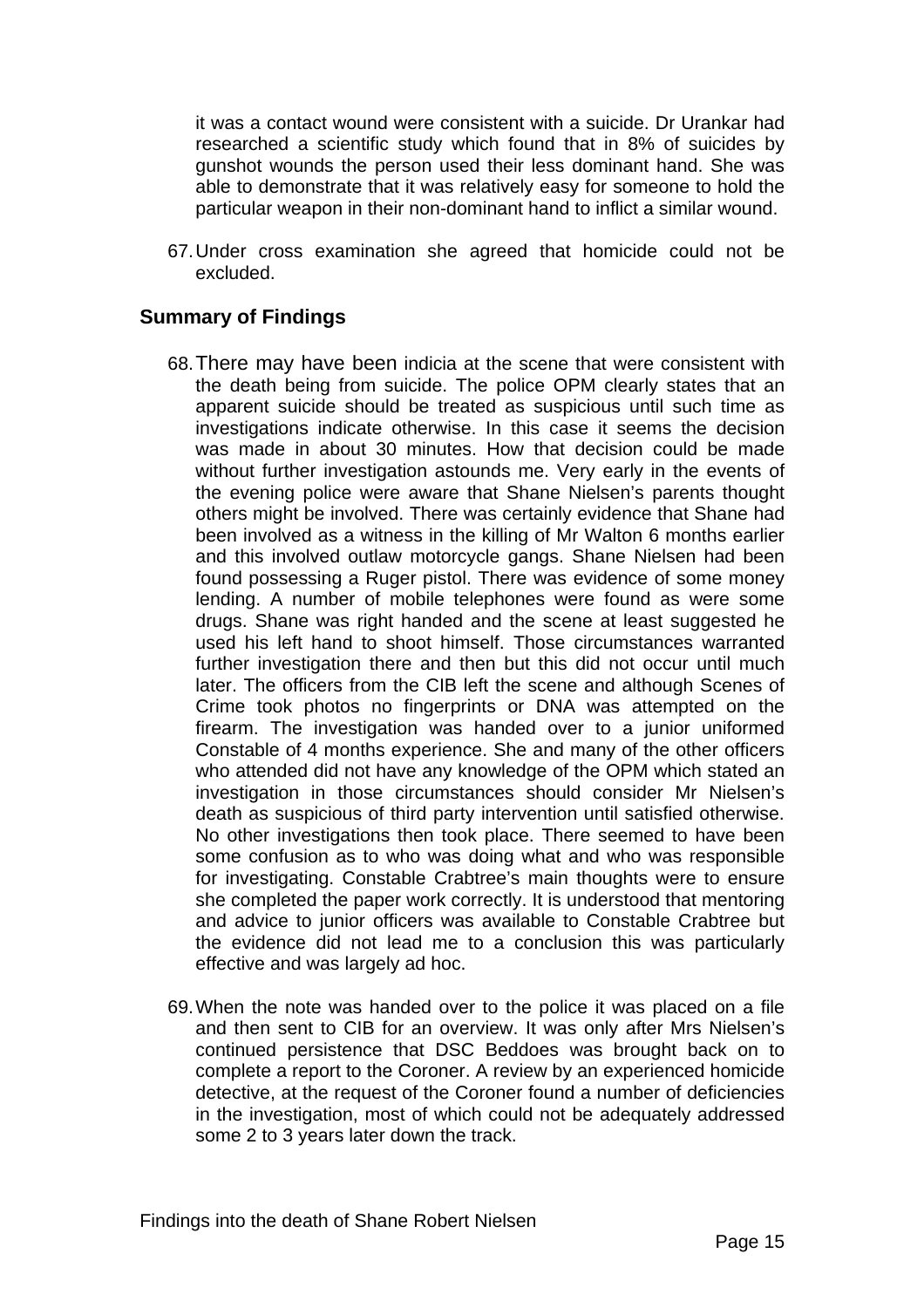it was a contact wound were consistent with a suicide. Dr Urankar had researched a scientific study which found that in 8% of suicides by gunshot wounds the person used their less dominant hand. She was able to demonstrate that it was relatively easy for someone to hold the particular weapon in their non-dominant hand to inflict a similar wound.

67. Under cross examination she agreed that homicide could not be excluded.

## Summary of Findings

68. There may have been indicia at the scene that were consistent with the death being from suicide. The police OPM clearly states that an apparent suicide should be treated as suspicious until such time as investigations indicate otherwise. In this case it seems the decision was made in about 30 minutes. How that decision could be made without further investigation astounds me. Very early in the events of the evening police were aware that Shane Nielsen's parents thought others might be involved. There was certainly evidence that Shane had been involved as a witness in the killing of Mr Walton 6 months earlier and this involved outlaw motorcycle gangs. Shane Nielsen had been found possessing a Ruger pistol. There was evidence of some money lending. A number of mobile telephones were found as were some drugs. Shane was right handed and the scene at least suggested he used his left hand to shoot himself. Those circumstances warranted further investigation there and then but this did not occur until much later. The officers from the CIB left the scene and although Scenes of Crime took photos no fingerprints or DNA was attempted on the firearm. The investigation was handed over to a junior uniformed Constable of 4 months experience. She and many of the other officers who attended did not have any knowledge of the OPM which stated an investigation in those circumstances should consider Mr Nielsen's death as suspicious of third party intervention until satisfied otherwise. No other investigations then took place. There seemed to have been some confusion as to who was doing what and who was responsible for investigating. Constable Crabtree's main thoughts were to ensure she completed the paper work correctly. It is understood that mentoring and advice to junior officers was available to Constable Crabtree but the evidence did not lead me to a conclusion this was particularly effective and was largely ad hoc.

69. When the note was handed over to the police it was placed on a file and then sent to CIB for an overview. It was only after Mrs Nielsen's continued persistence that DSC Beddoes was brought back on to complete a report to the Coroner. A review by an experienced homicide detective, at the request of the Coroner found a number of deficiencies in the investigation, most of which could not be adequately addressed some 2 to 3 years later down the track.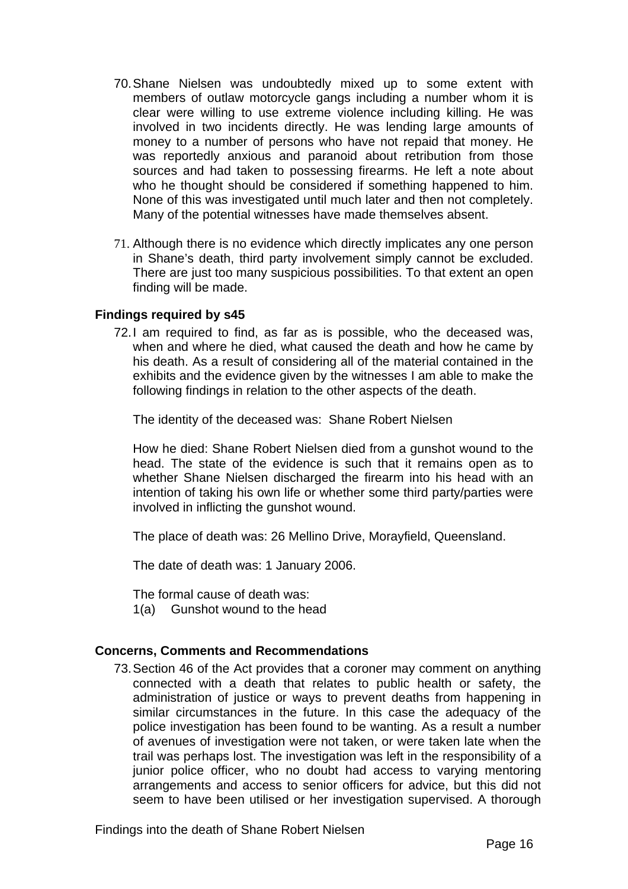70. Shane Nielsen was undoubtedly mixed up to some extent with members of outlaw motorcycle gangs including a number whom it is clear were willing to use extreme violence including killing. He was involved in two incidents directly. He was lending large amounts of money to a number of persons who have not repaid that money. He was reportedly anxious and paranoid about retribution from those sources and had taken to possessing firearms. He left a note about who he thought should be considered if something happened to him. None of this was investigated until much later and then not completely. Many of the potential witnesses have made themselves absent.

71. Although there is no evidence which directly implicates any one person in Shane's death, third party involvement simply cannot be excluded. There are just too many suspicious possibilities. To that extent an open finding will be made.

### Findings required by s45

72. I am required to find, as far as is possible, who the deceased was, when and where he died, what caused the death and how he came by his death. As a result of considering all of the material contained in the exhibits and the evidence given by the witnesses I am able to make the following findings in relation to the other aspects of the death.

    The identity of the deceased was: Shane Robert Nielsen

    How he died: Shane Robert Nielsen died from a gunshot wound to the head. The state of the evidence is such that it remains open as to whether Shane Nielsen discharged the firearm into his head with an intention of taking his own life or whether some third party/parties were involved in inflicting the gunshot wound.

    The place of death was: 26 Mellino Drive, Morayfield, Queensland.

    The date of death was: 1 January 2006.

    The formal cause of death was:
    1(a) Gunshot wound to the head

### Concerns, Comments and Recommendations

73. Section 46 of the Act provides that a coroner may comment on anything connected with a death that relates to public health or safety, the administration of justice or ways to prevent deaths from happening in similar circumstances in the future. In this case the adequacy of the police investigation has been found to be wanting. As a result a number of avenues of investigation were not taken, or were taken late when the trail was perhaps lost. The investigation was left in the responsibility of a junior police officer, who no doubt had access to varying mentoring arrangements and access to senior officers for advice, but this did not seem to have been utilised or her investigation supervised. A thorough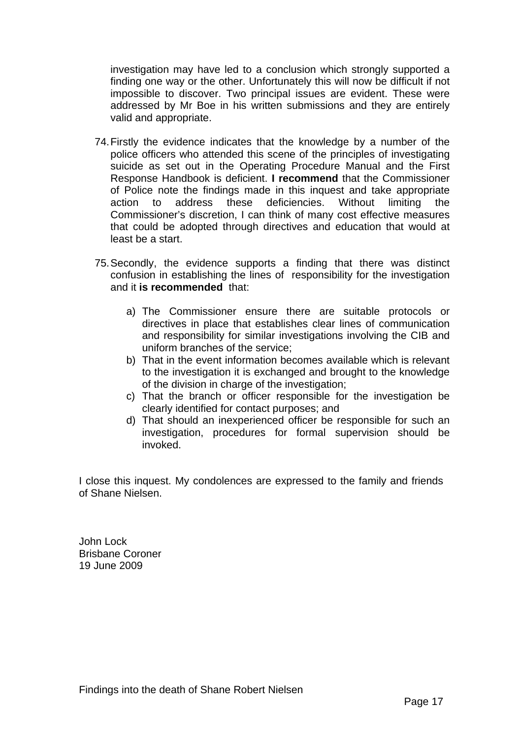investigation may have led to a conclusion which strongly supported a finding one way or the other. Unfortunately this will now be difficult if not impossible to discover. Two principal issues are evident. These were addressed by Mr Boe in his written submissions and they are entirely valid and appropriate.

74. Firstly the evidence indicates that the knowledge by a number of the police officers who attended this scene of the principles of investigating suicide as set out in the Operating Procedure Manual and the First Response Handbook is deficient. **I recommend** that the Commissioner of Police note the findings made in this inquest and take appropriate action to address these deficiencies. Without limiting the Commissioner's discretion, I can think of many cost effective measures that could be adopted through directives and education that would at least be a start.

75. Secondly, the evidence supports a finding that there was distinct confusion in establishing the lines of responsibility for the investigation and it **is recommended** that:

    a) The Commissioner ensure there are suitable protocols or directives in place that establishes clear lines of communication and responsibility for similar investigations involving the CIB and uniform branches of the service;
    b) That in the event information becomes available which is relevant to the investigation it is exchanged and brought to the knowledge of the division in charge of the investigation;
    c) That the branch or officer responsible for the investigation be clearly identified for contact purposes; and
    d) That should an inexperienced officer be responsible for such an investigation, procedures for formal supervision should be invoked.

I close this inquest. My condolences are expressed to the family and friends of Shane Nielsen.

John Lock
Brisbane Coroner
19 June 2009